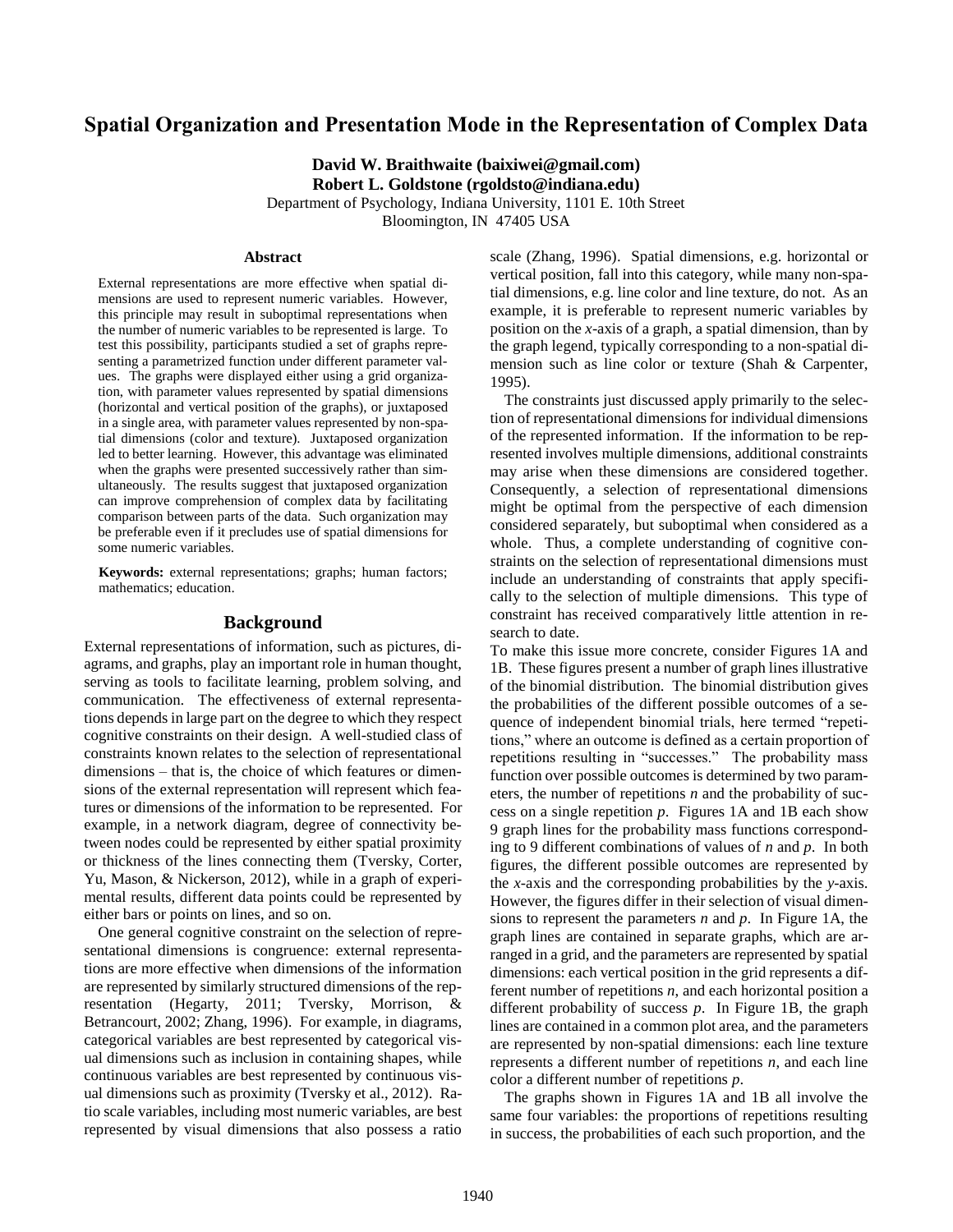# Spatial Organization and Presentation Mode in the Representation of Complex Data

**David W. Braithwaite (baixiwei@gmail.com)**
**Robert L. Goldstone (rgoldsto@indiana.edu)**
Department of Psychology, Indiana University, 1101 E. 10th Street
Bloomington, IN 47405 USA

### Abstract

External representations are more effective when spatial dimensions are used to represent numeric variables. However, this principle may result in suboptimal representations when the number of numeric variables to be represented is large. To test this possibility, participants studied a set of graphs representing a parametrized function under different parameter values. The graphs were displayed either using a grid organization, with parameter values represented by spatial dimensions (horizontal and vertical position of the graphs), or juxtaposed in a single area, with parameter values represented by non-spatial dimensions (color and texture). Juxtaposed organization led to better learning. However, this advantage was eliminated when the graphs were presented successively rather than simultaneously. The results suggest that juxtaposed organization can improve comprehension of complex data by facilitating comparison between parts of the data. Such organization may be preferable even if it precludes use of spatial dimensions for some numeric variables.

**Keywords:** external representations; graphs; human factors; mathematics; education.

## Background

External representations of information, such as pictures, diagrams, and graphs, play an important role in human thought, serving as tools to facilitate learning, problem solving, and communication. The effectiveness of external representations depends in large part on the degree to which they respect cognitive constraints on their design. A well-studied class of constraints known relates to the selection of representational dimensions – that is, the choice of which features or dimensions of the external representation will represent which features or dimensions of the information to be represented. For example, in a network diagram, degree of connectivity between nodes could be represented by either spatial proximity or thickness of the lines connecting them (Tversky, Corter, Yu, Mason, & Nickerson, 2012), while in a graph of experimental results, different data points could be represented by either bars or points on lines, and so on.

One general cognitive constraint on the selection of representational dimensions is congruence: external representations are more effective when dimensions of the information are represented by similarly structured dimensions of the representation (Hegarty, 2011; Tversky, Morrison, & Betrancourt, 2002; Zhang, 1996). For example, in diagrams, categorical variables are best represented by categorical visual dimensions such as inclusion in containing shapes, while continuous variables are best represented by continuous visual dimensions such as proximity (Tversky et al., 2012). Ratio scale variables, including most numeric variables, are best represented by visual dimensions that also possess a ratio scale (Zhang, 1996). Spatial dimensions, e.g. horizontal or vertical position, fall into this category, while many non-spatial dimensions, e.g. line color and line texture, do not. As an example, it is preferable to represent numeric variables by position on the *x*-axis of a graph, a spatial dimension, than by the graph legend, typically corresponding to a non-spatial dimension such as line color or texture (Shah & Carpenter, 1995).

The constraints just discussed apply primarily to the selection of representational dimensions for individual dimensions of the represented information. If the information to be represented involves multiple dimensions, additional constraints may arise when these dimensions are considered together. Consequently, a selection of representational dimensions might be optimal from the perspective of each dimension considered separately, but suboptimal when considered as a whole. Thus, a complete understanding of cognitive constraints on the selection of representational dimensions must include an understanding of constraints that apply specifically to the selection of multiple dimensions. This type of constraint has received comparatively little attention in research to date.

To make this issue more concrete, consider Figures 1A and 1B. These figures present a number of graph lines illustrative of the binomial distribution. The binomial distribution gives the probabilities of the different possible outcomes of a sequence of independent binomial trials, here termed "repetitions," where an outcome is defined as a certain proportion of repetitions resulting in "successes." The probability mass function over possible outcomes is determined by two parameters, the number of repetitions *n* and the probability of success on a single repetition *p*. Figures 1A and 1B each show 9 graph lines for the probability mass functions corresponding to 9 different combinations of values of *n* and *p*. In both figures, the different possible outcomes are represented by the *x*-axis and the corresponding probabilities by the *y*-axis. However, the figures differ in their selection of visual dimensions to represent the parameters *n* and *p*. In Figure 1A, the graph lines are contained in separate graphs, which are arranged in a grid, and the parameters are represented by spatial dimensions: each vertical position in the grid represents a different number of repetitions *n*, and each horizontal position a different probability of success *p*. In Figure 1B, the graph lines are contained in a common plot area, and the parameters are represented by non-spatial dimensions: each line texture represents a different number of repetitions *n*, and each line color a different number of repetitions *p*.

The graphs shown in Figures 1A and 1B all involve the same four variables: the proportions of repetitions resulting in success, the probabilities of each such proportion, and the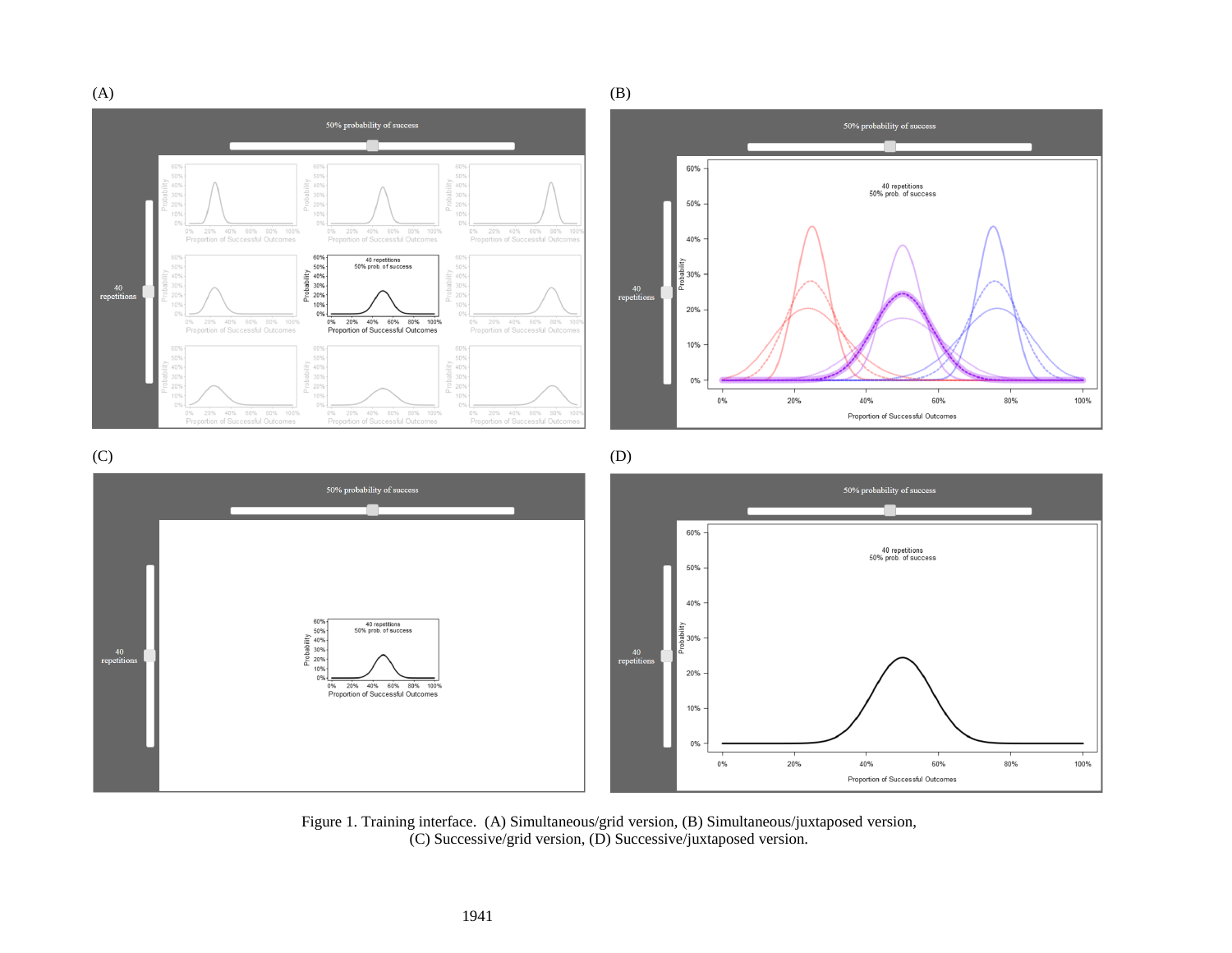Figure 1. Training interface. (A) Simultaneous/grid version, (B) Simultaneous/juxtaposed version, (C) Successive/grid version, (D) Successive/juxtaposed version.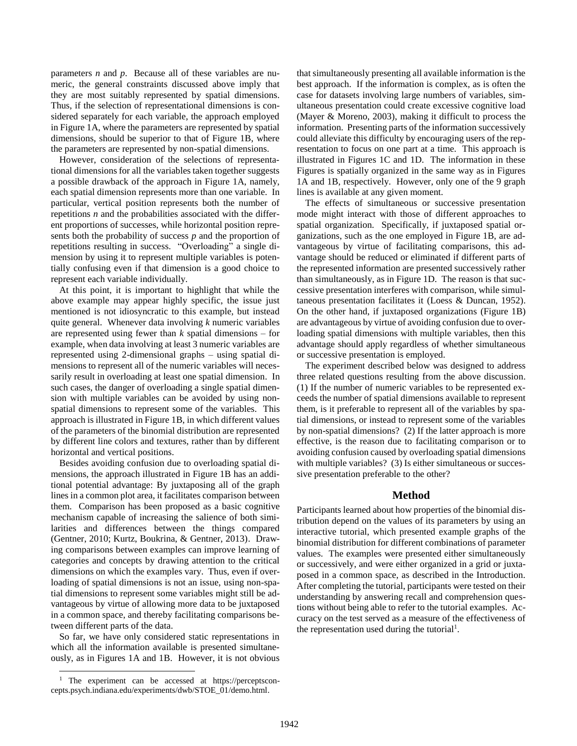parameters *n* and *p*. Because all of these variables are numeric, the general constraints discussed above imply that they are most suitably represented by spatial dimensions. Thus, if the selection of representational dimensions is considered separately for each variable, the approach employed in Figure 1A, where the parameters are represented by spatial dimensions, should be superior to that of Figure 1B, where the parameters are represented by non-spatial dimensions.

However, consideration of the selections of representational dimensions for all the variables taken together suggests a possible drawback of the approach in Figure 1A, namely, each spatial dimension represents more than one variable. In particular, vertical position represents both the number of repetitions *n* and the probabilities associated with the different proportions of successes, while horizontal position represents both the probability of success *p* and the proportion of repetitions resulting in success. "Overloading" a single dimension by using it to represent multiple variables is potentially confusing even if that dimension is a good choice to represent each variable individually.

At this point, it is important to highlight that while the above example may appear highly specific, the issue just mentioned is not idiosyncratic to this example, but instead quite general. Whenever data involving *k* numeric variables are represented using fewer than *k* spatial dimensions – for example, when data involving at least 3 numeric variables are represented using 2-dimensional graphs – using spatial dimensions to represent all of the numeric variables will necessarily result in overloading at least one spatial dimension. In such cases, the danger of overloading a single spatial dimension with multiple variables can be avoided by using non-spatial dimensions to represent some of the variables. This approach is illustrated in Figure 1B, in which different values of the parameters of the binomial distribution are represented by different line colors and textures, rather than by different horizontal and vertical positions.

Besides avoiding confusion due to overloading spatial dimensions, the approach illustrated in Figure 1B has an additional potential advantage: By juxtaposing all of the graph lines in a common plot area, it facilitates comparison between them. Comparison has been proposed as a basic cognitive mechanism capable of increasing the salience of both similarities and differences between the things compared (Gentner, 2010; Kurtz, Boukrina, & Gentner, 2013). Drawing comparisons between examples can improve learning of categories and concepts by drawing attention to the critical dimensions on which the examples vary. Thus, even if overloading of spatial dimensions is not an issue, using non-spatial dimensions to represent some variables might still be advantageous by virtue of allowing more data to be juxtaposed in a common space, and thereby facilitating comparisons between different parts of the data.

So far, we have only considered static representations in which all the information available is presented simultaneously, as in Figures 1A and 1B. However, it is not obvious that simultaneously presenting all available information is the best approach. If the information is complex, as is often the case for datasets involving large numbers of variables, simultaneous presentation could create excessive cognitive load (Mayer & Moreno, 2003), making it difficult to process the information. Presenting parts of the information successively could alleviate this difficulty by encouraging users of the representation to focus on one part at a time. This approach is illustrated in Figures 1C and 1D. The information in these Figures is spatially organized in the same way as in Figures 1A and 1B, respectively. However, only one of the 9 graph lines is available at any given moment.

The effects of simultaneous or successive presentation mode might interact with those of different approaches to spatial organization. Specifically, if juxtaposed spatial organizations, such as the one employed in Figure 1B, are advantageous by virtue of facilitating comparisons, this advantage should be reduced or eliminated if different parts of the represented information are presented successively rather than simultaneously, as in Figure 1D. The reason is that successive presentation interferes with comparison, while simultaneous presentation facilitates it (Loess & Duncan, 1952). On the other hand, if juxtaposed organizations (Figure 1B) are advantageous by virtue of avoiding confusion due to overloading spatial dimensions with multiple variables, then this advantage should apply regardless of whether simultaneous or successive presentation is employed.

The experiment described below was designed to address three related questions resulting from the above discussion. (1) If the number of numeric variables to be represented exceeds the number of spatial dimensions available to represent them, is it preferable to represent all of the variables by spatial dimensions, or instead to represent some of the variables by non-spatial dimensions? (2) If the latter approach is more effective, is the reason due to facilitating comparison or to avoiding confusion caused by overloading spatial dimensions with multiple variables? (3) Is either simultaneous or successive presentation preferable to the other?

## Method

Participants learned about how properties of the binomial distribution depend on the values of its parameters by using an interactive tutorial, which presented example graphs of the binomial distribution for different combinations of parameter values. The examples were presented either simultaneously or successively, and were either organized in a grid or juxtaposed in a common space, as described in the Introduction. After completing the tutorial, participants were tested on their understanding by answering recall and comprehension questions without being able to refer to the tutorial examples. Accuracy on the test served as a measure of the effectiveness of the representation used during the tutorial[1].

[1] The experiment can be accessed at https://perceptsconcepts.psych.indiana.edu/experiments/dwb/STOE_01/demo.html.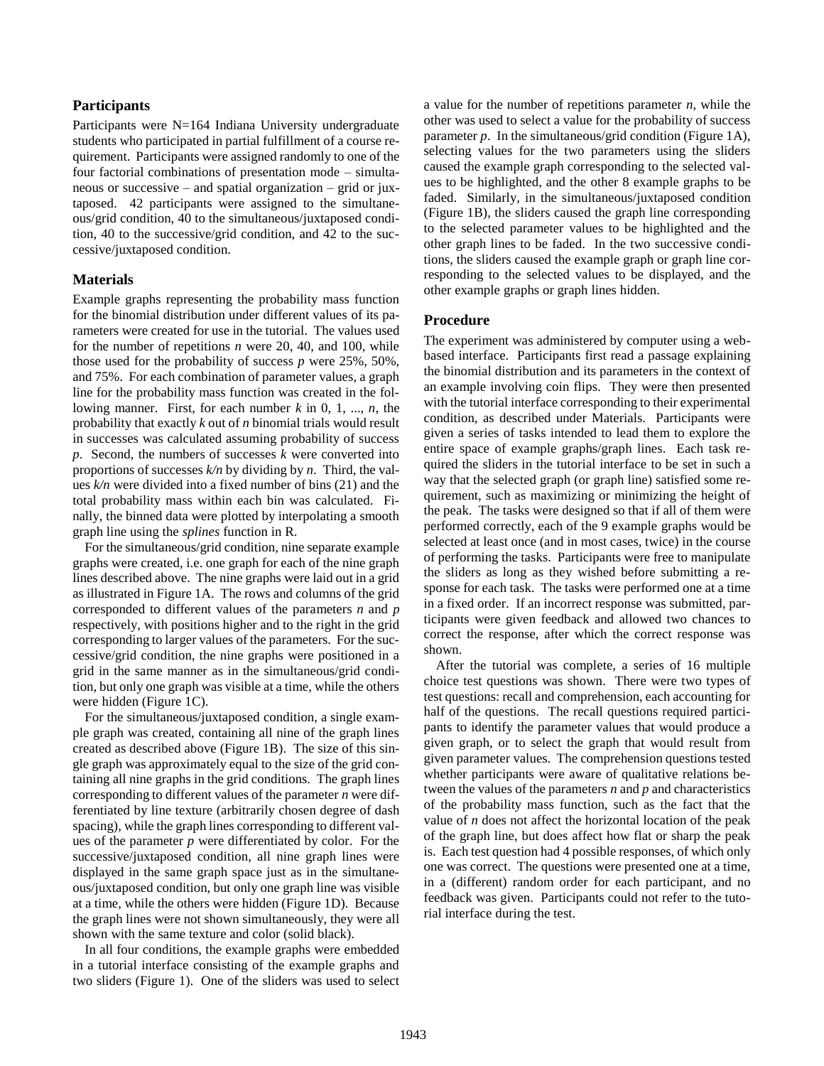## Participants

Participants were N=164 Indiana University undergraduate students who participated in partial fulfillment of a course requirement. Participants were assigned randomly to one of the four factorial combinations of presentation mode – simultaneous or successive – and spatial organization – grid or juxtaposed. 42 participants were assigned to the simultaneous/grid condition, 40 to the simultaneous/juxtaposed condition, 40 to the successive/grid condition, and 42 to the successive/juxtaposed condition.

## Materials

Example graphs representing the probability mass function for the binomial distribution under different values of its parameters were created for use in the tutorial. The values used for the number of repetitions $n$ were 20, 40, and 100, while those used for the probability of success $p$ were 25%, 50%, and 75%. For each combination of parameter values, a graph line for the probability mass function was created in the following manner. First, for each number $k$ in 0, 1, ..., $n$, the probability that exactly $k$ out of $n$ binomial trials would result in successes was calculated assuming probability of success $p$. Second, the numbers of successes $k$ were converted into proportions of successes $k/n$ by dividing by $n$. Third, the values $k/n$ were divided into a fixed number of bins (21) and the total probability mass within each bin was calculated. Finally, the binned data were plotted by interpolating a smooth graph line using the *splines* function in R.

For the simultaneous/grid condition, nine separate example graphs were created, i.e. one graph for each of the nine graph lines described above. The nine graphs were laid out in a grid as illustrated in Figure 1A. The rows and columns of the grid corresponded to different values of the parameters $n$ and $p$ respectively, with positions higher and to the right in the grid corresponding to larger values of the parameters. For the successive/grid condition, the nine graphs were positioned in a grid in the same manner as in the simultaneous/grid condition, but only one graph was visible at a time, while the others were hidden (Figure 1C).

For the simultaneous/juxtaposed condition, a single example graph was created, containing all nine of the graph lines created as described above (Figure 1B). The size of this single graph was approximately equal to the size of the grid containing all nine graphs in the grid conditions. The graph lines corresponding to different values of the parameter $n$ were differentiated by line texture (arbitrarily chosen degree of dash spacing), while the graph lines corresponding to different values of the parameter $p$ were differentiated by color. For the successive/juxtaposed condition, all nine graph lines were displayed in the same graph space just as in the simultaneous/juxtaposed condition, but only one graph line was visible at a time, while the others were hidden (Figure 1D). Because the graph lines were not shown simultaneously, they were all shown with the same texture and color (solid black).

In all four conditions, the example graphs were embedded in a tutorial interface consisting of the example graphs and two sliders (Figure 1). One of the sliders was used to select a value for the number of repetitions parameter $n$, while the other was used to select a value for the probability of success parameter $p$. In the simultaneous/grid condition (Figure 1A), selecting values for the two parameters using the sliders caused the example graph corresponding to the selected values to be highlighted, and the other 8 example graphs to be faded. Similarly, in the simultaneous/juxtaposed condition (Figure 1B), the sliders caused the graph line corresponding to the selected parameter values to be highlighted and the other graph lines to be faded. In the two successive conditions, the sliders caused the example graph or graph line corresponding to the selected values to be displayed, and the other example graphs or graph lines hidden.

## Procedure

The experiment was administered by computer using a web-based interface. Participants first read a passage explaining the binomial distribution and its parameters in the context of an example involving coin flips. They were then presented with the tutorial interface corresponding to their experimental condition, as described under Materials. Participants were given a series of tasks intended to lead them to explore the entire space of example graphs/graph lines. Each task required the sliders in the tutorial interface to be set in such a way that the selected graph (or graph line) satisfied some requirement, such as maximizing or minimizing the height of the peak. The tasks were designed so that if all of them were performed correctly, each of the 9 example graphs would be selected at least once (and in most cases, twice) in the course of performing the tasks. Participants were free to manipulate the sliders as long as they wished before submitting a response for each task. The tasks were performed one at a time in a fixed order. If an incorrect response was submitted, participants were given feedback and allowed two chances to correct the response, after which the correct response was shown.

After the tutorial was complete, a series of 16 multiple choice test questions was shown. There were two types of test questions: recall and comprehension, each accounting for half of the questions. The recall questions required participants to identify the parameter values that would produce a given graph, or to select the graph that would result from given parameter values. The comprehension questions tested whether participants were aware of qualitative relations between the values of the parameters $n$ and $p$ and characteristics of the probability mass function, such as the fact that the value of $n$ does not affect the horizontal location of the peak of the graph line, but does affect how flat or sharp the peak is. Each test question had 4 possible responses, of which only one was correct. The questions were presented one at a time, in a (different) random order for each participant, and no feedback was given. Participants could not refer to the tutorial interface during the test.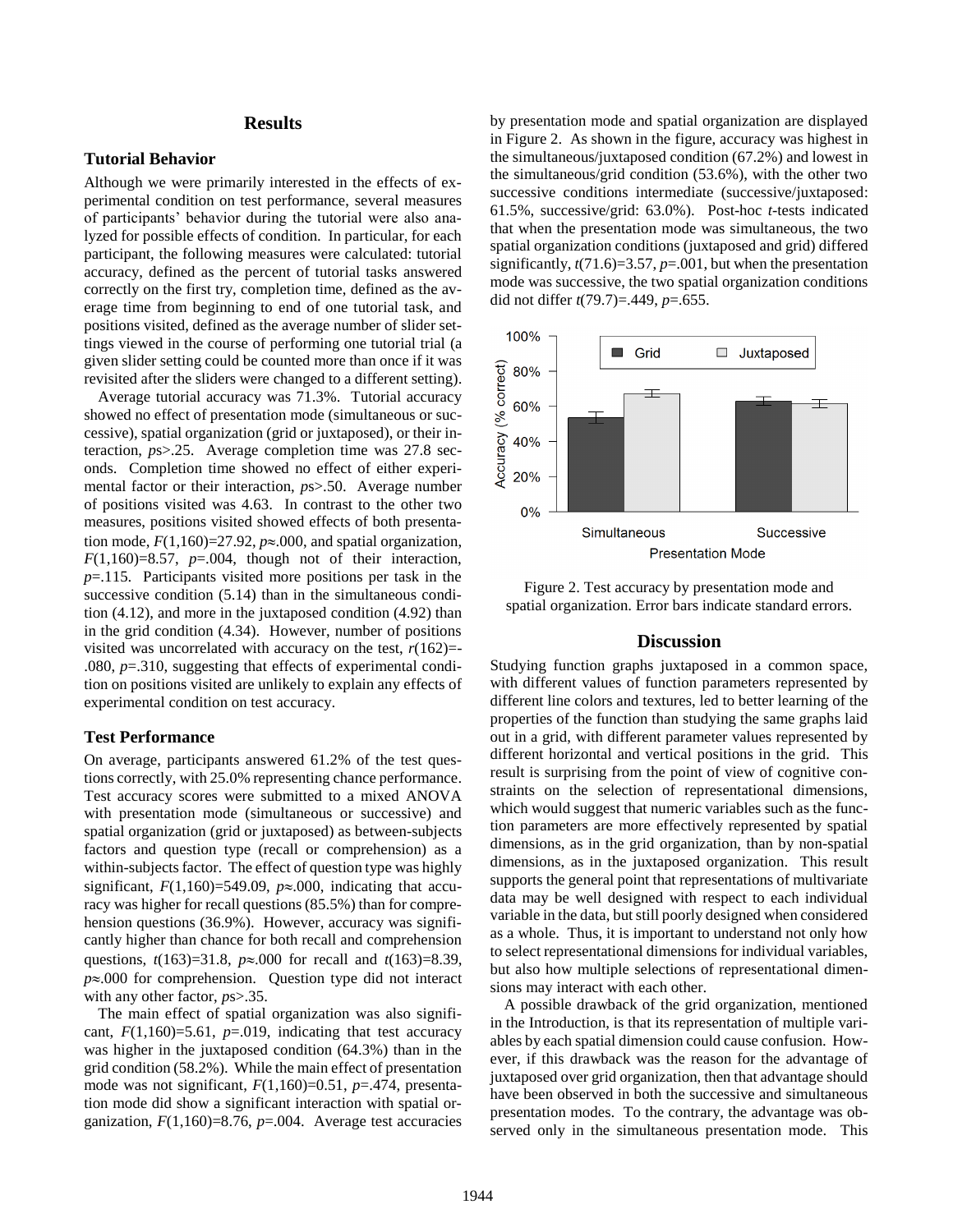## Results

### Tutorial Behavior

Although we were primarily interested in the effects of experimental condition on test performance, several measures of participants' behavior during the tutorial were also analyzed for possible effects of condition. In particular, for each participant, the following measures were calculated: tutorial accuracy, defined as the percent of tutorial tasks answered correctly on the first try, completion time, defined as the average time from beginning to end of one tutorial task, and positions visited, defined as the average number of slider settings viewed in the course of performing one tutorial trial (a given slider setting could be counted more than once if it was revisited after the sliders were changed to a different setting).

Average tutorial accuracy was 71.3%. Tutorial accuracy showed no effect of presentation mode (simultaneous or successive), spatial organization (grid or juxtaposed), or their interaction, *p*s>.25. Average completion time was 27.8 seconds. Completion time showed no effect of either experimental factor or their interaction, *p*s>.50. Average number of positions visited was 4.63. In contrast to the other two measures, positions visited showed effects of both presentation mode, $F(1,160)=27.92$, $p \approx .000$, and spatial organization, $F(1,160)=8.57$, $p=.004$, though not of their interaction, $p=.115$. Participants visited more positions per task in the successive condition (5.14) than in the simultaneous condition (4.12), and more in the juxtaposed condition (4.92) than in the grid condition (4.34). However, number of positions visited was uncorrelated with accuracy on the test, $r(162)=-.080$, $p=.310$, suggesting that effects of experimental condition on positions visited are unlikely to explain any effects of experimental condition on test accuracy.

### Test Performance

On average, participants answered 61.2% of the test questions correctly, with 25.0% representing chance performance. Test accuracy scores were submitted to a mixed ANOVA with presentation mode (simultaneous or successive) and spatial organization (grid or juxtaposed) as between-subjects factors and question type (recall or comprehension) as a within-subjects factor. The effect of question type was highly significant, $F(1,160)=549.09$, $p \approx .000$, indicating that accuracy was higher for recall questions (85.5%) than for comprehension questions (36.9%). However, accuracy was significantly higher than chance for both recall and comprehension questions, $t(163)=31.8$, $p \approx .000$ for recall and $t(163)=8.39$, $p \approx .000$ for comprehension. Question type did not interact with any other factor, *p*s>.35.

The main effect of spatial organization was also significant, $F(1,160)=5.61$, $p=.019$, indicating that test accuracy was higher in the juxtaposed condition (64.3%) than in the grid condition (58.2%). While the main effect of presentation mode was not significant, $F(1,160)=0.51$, $p=.474$, presentation mode did show a significant interaction with spatial organization, $F(1,160)=8.76$, $p=.004$. Average test accuracies by presentation mode and spatial organization are displayed in Figure 2. As shown in the figure, accuracy was highest in the simultaneous/juxtaposed condition (67.2%) and lowest in the simultaneous/grid condition (53.6%), with the other two successive conditions intermediate (successive/juxtaposed: 61.5%, successive/grid: 63.0%). Post-hoc *t*-tests indicated that when the presentation mode was simultaneous, the two spatial organization conditions (juxtaposed and grid) differed significantly, $t(71.6)=3.57$, $p=.001$, but when the presentation mode was successive, the two spatial organization conditions did not differ $t(79.7)=.449$, $p=.655$.

Figure 2. Test accuracy by presentation mode and spatial organization. Error bars indicate standard errors.

## Discussion

Studying function graphs juxtaposed in a common space, with different values of function parameters represented by different line colors and textures, led to better learning of the properties of the function than studying the same graphs laid out in a grid, with different parameter values represented by different horizontal and vertical positions in the grid. This result is surprising from the point of view of cognitive constraints on the selection of representational dimensions, which would suggest that numeric variables such as the function parameters are more effectively represented by spatial dimensions, as in the grid organization, than by non-spatial dimensions, as in the juxtaposed organization. This result supports the general point that representations of multivariate data may be well designed with respect to each individual variable in the data, but still poorly designed when considered as a whole. Thus, it is important to understand not only how to select representational dimensions for individual variables, but also how multiple selections of representational dimensions may interact with each other.

A possible drawback of the grid organization, mentioned in the Introduction, is that its representation of multiple variables by each spatial dimension could cause confusion. However, if this drawback was the reason for the advantage of juxtaposed over grid organization, then that advantage should have been observed in both the successive and simultaneous presentation modes. To the contrary, the advantage was observed only in the simultaneous presentation mode. This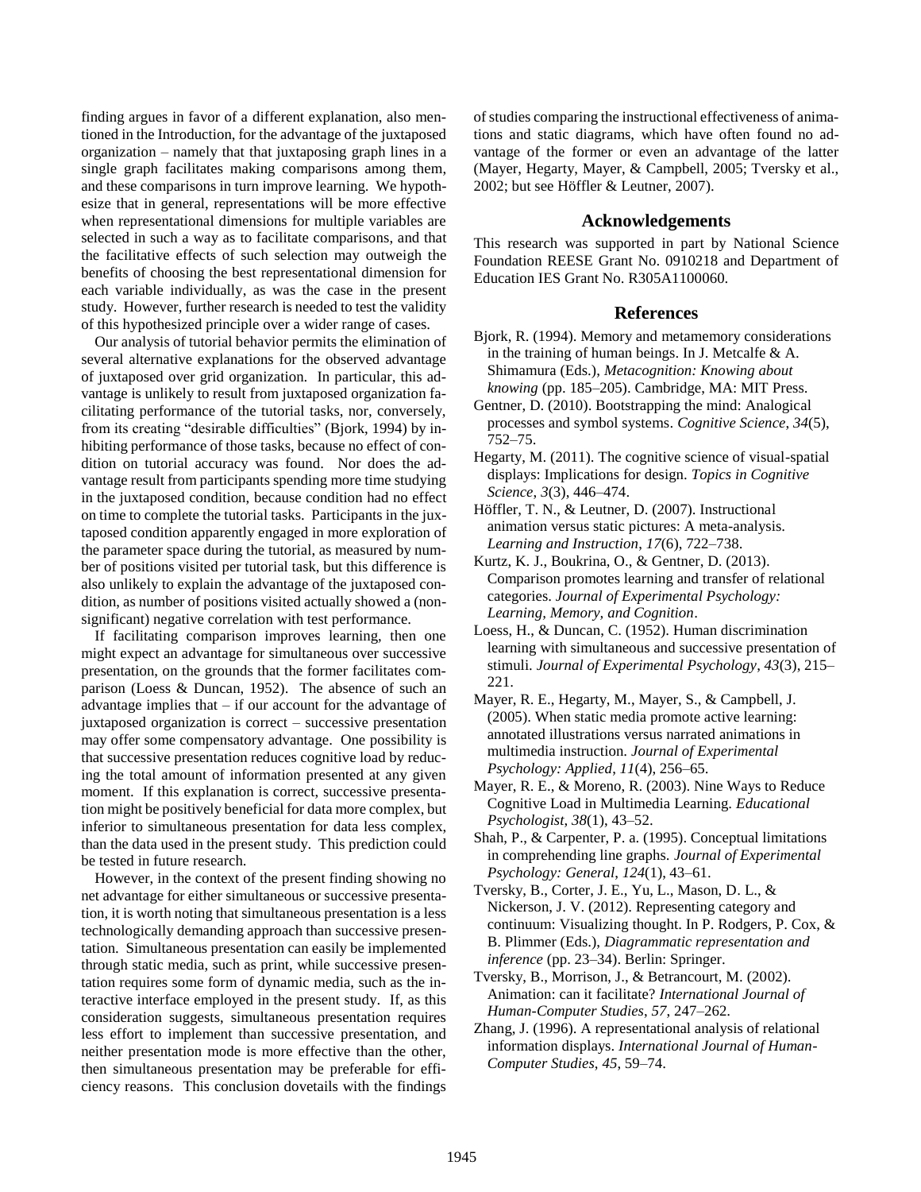finding argues in favor of a different explanation, also mentioned in the Introduction, for the advantage of the juxtaposed organization – namely that that juxtaposing graph lines in a single graph facilitates making comparisons among them, and these comparisons in turn improve learning. We hypothesize that in general, representations will be more effective when representational dimensions for multiple variables are selected in such a way as to facilitate comparisons, and that the facilitative effects of such selection may outweigh the benefits of choosing the best representational dimension for each variable individually, as was the case in the present study. However, further research is needed to test the validity of this hypothesized principle over a wider range of cases.

Our analysis of tutorial behavior permits the elimination of several alternative explanations for the observed advantage of juxtaposed over grid organization. In particular, this advantage is unlikely to result from juxtaposed organization facilitating performance of the tutorial tasks, nor, conversely, from its creating "desirable difficulties" (Bjork, 1994) by inhibiting performance of those tasks, because no effect of condition on tutorial accuracy was found. Nor does the advantage result from participants spending more time studying in the juxtaposed condition, because condition had no effect on time to complete the tutorial tasks. Participants in the juxtaposed condition apparently engaged in more exploration of the parameter space during the tutorial, as measured by number of positions visited per tutorial task, but this difference is also unlikely to explain the advantage of the juxtaposed condition, as number of positions visited actually showed a (non-significant) negative correlation with test performance.

If facilitating comparison improves learning, then one might expect an advantage for simultaneous over successive presentation, on the grounds that the former facilitates comparison (Loess & Duncan, 1952). The absence of such an advantage implies that – if our account for the advantage of juxtaposed organization is correct – successive presentation may offer some compensatory advantage. One possibility is that successive presentation reduces cognitive load by reducing the total amount of information presented at any given moment. If this explanation is correct, successive presentation might be positively beneficial for data more complex, but inferior to simultaneous presentation for data less complex, than the data used in the present study. This prediction could be tested in future research.

However, in the context of the present finding showing no net advantage for either simultaneous or successive presentation, it is worth noting that simultaneous presentation is a less technologically demanding approach than successive presentation. Simultaneous presentation can easily be implemented through static media, such as print, while successive presentation requires some form of dynamic media, such as the interactive interface employed in the present study. If, as this consideration suggests, simultaneous presentation requires less effort to implement than successive presentation, and neither presentation mode is more effective than the other, then simultaneous presentation may be preferable for efficiency reasons. This conclusion dovetails with the findings of studies comparing the instructional effectiveness of animations and static diagrams, which have often found no advantage of the former or even an advantage of the latter (Mayer, Hegarty, Mayer, & Campbell, 2005; Tversky et al., 2002; but see Höffler & Leutner, 2007).

## Acknowledgements

This research was supported in part by National Science Foundation REESE Grant No. 0910218 and Department of Education IES Grant No. R305A1100060.

## References

Bjork, R. (1994). Memory and metamemory considerations in the training of human beings. In J. Metcalfe & A. Shimamura (Eds.), *Metacognition: Knowing about knowing* (pp. 185–205). Cambridge, MA: MIT Press.

Gentner, D. (2010). Bootstrapping the mind: Analogical processes and symbol systems. *Cognitive Science*, *34*(5), 752–75.

Hegarty, M. (2011). The cognitive science of visual-spatial displays: Implications for design. *Topics in Cognitive Science*, *3*(3), 446–474.

Höffler, T. N., & Leutner, D. (2007). Instructional animation versus static pictures: A meta-analysis. *Learning and Instruction*, *17*(6), 722–738.

Kurtz, K. J., Boukrina, O., & Gentner, D. (2013). Comparison promotes learning and transfer of relational categories. *Journal of Experimental Psychology: Learning, Memory, and Cognition*.

Loess, H., & Duncan, C. (1952). Human discrimination learning with simultaneous and successive presentation of stimuli. *Journal of Experimental Psychology*, *43*(3), 215–221.

Mayer, R. E., Hegarty, M., Mayer, S., & Campbell, J. (2005). When static media promote active learning: annotated illustrations versus narrated animations in multimedia instruction. *Journal of Experimental Psychology: Applied*, *11*(4), 256–65.

Mayer, R. E., & Moreno, R. (2003). Nine Ways to Reduce Cognitive Load in Multimedia Learning. *Educational Psychologist*, *38*(1), 43–52.

Shah, P., & Carpenter, P. a. (1995). Conceptual limitations in comprehending line graphs. *Journal of Experimental Psychology: General*, *124*(1), 43–61.

Tversky, B., Corter, J. E., Yu, L., Mason, D. L., & Nickerson, J. V. (2012). Representing category and continuum: Visualizing thought. In P. Rodgers, P. Cox, & B. Plimmer (Eds.), *Diagrammatic representation and inference* (pp. 23–34). Berlin: Springer.

Tversky, B., Morrison, J., & Betrancourt, M. (2002). Animation: can it facilitate? *International Journal of Human-Computer Studies*, *57*, 247–262.

Zhang, J. (1996). A representational analysis of relational information displays. *International Journal of Human-Computer Studies*, *45*, 59–74.